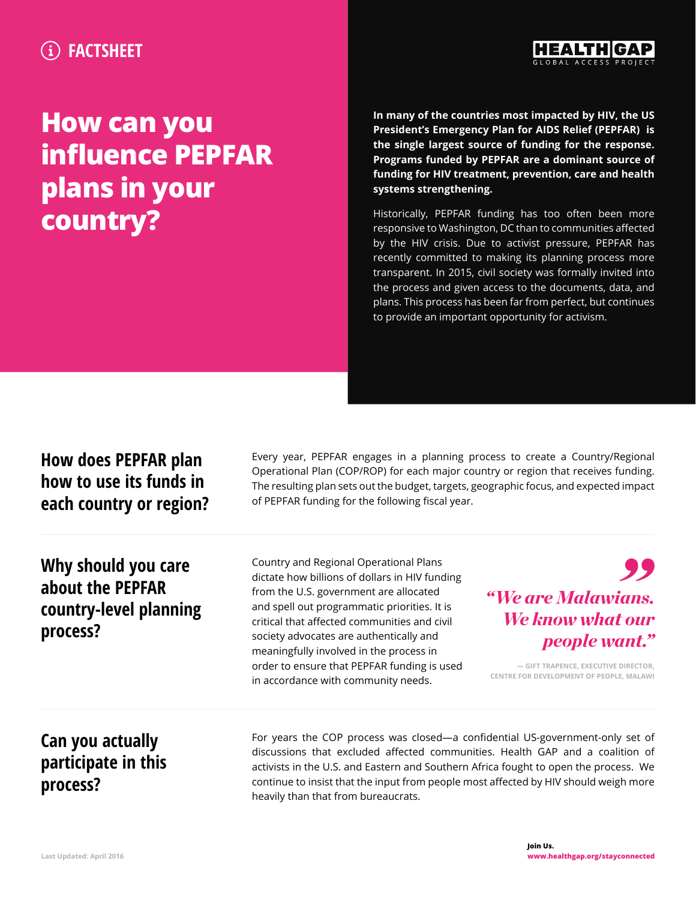FACTSHEET

HEALTH GAP
GLOBAL ACCESS PROJECT

# How can you influence PEPFAR plans in your country?

**In many of the countries most impacted by HIV, the US President's Emergency Plan for AIDS Relief (PEPFAR) is the single largest source of funding for the response. Programs funded by PEPFAR are a dominant source of funding for HIV treatment, prevention, care and health systems strengthening.**

Historically, PEPFAR funding has too often been more responsive to Washington, DC than to communities affected by the HIV crisis. Due to activist pressure, PEPFAR has recently committed to making its planning process more transparent. In 2015, civil society was formally invited into the process and given access to the documents, data, and plans. This process has been far from perfect, but continues to provide an important opportunity for activism.

## How does PEPFAR plan how to use its funds in each country or region?

Every year, PEPFAR engages in a planning process to create a Country/Regional Operational Plan (COP/ROP) for each major country or region that receives funding. The resulting plan sets out the budget, targets, geographic focus, and expected impact of PEPFAR funding for the following fiscal year.

## Why should you care about the PEPFAR country-level planning process?

Country and Regional Operational Plans dictate how billions of dollars in HIV funding from the U.S. government are allocated and spell out programmatic priorities. It is critical that affected communities and civil society advocates are authentically and meaningfully involved in the process in order to ensure that PEPFAR funding is used in accordance with community needs.

> *"We are Malawians. We know what our people want."*
>
> — GIFT TRAPENCE, EXECUTIVE DIRECTOR, CENTRE FOR DEVELOPMENT OF PEOPLE, MALAWI

## Can you actually participate in this process?

For years the COP process was closed—a confidential US-government-only set of discussions that excluded affected communities. Health GAP and a coalition of activists in the U.S. and Eastern and Southern Africa fought to open the process. We continue to insist that the input from people most affected by HIV should weigh more heavily than that from bureaucrats.

Last Updated: April 2016

**Join Us.**
**www.healthgap.org/stayconnected**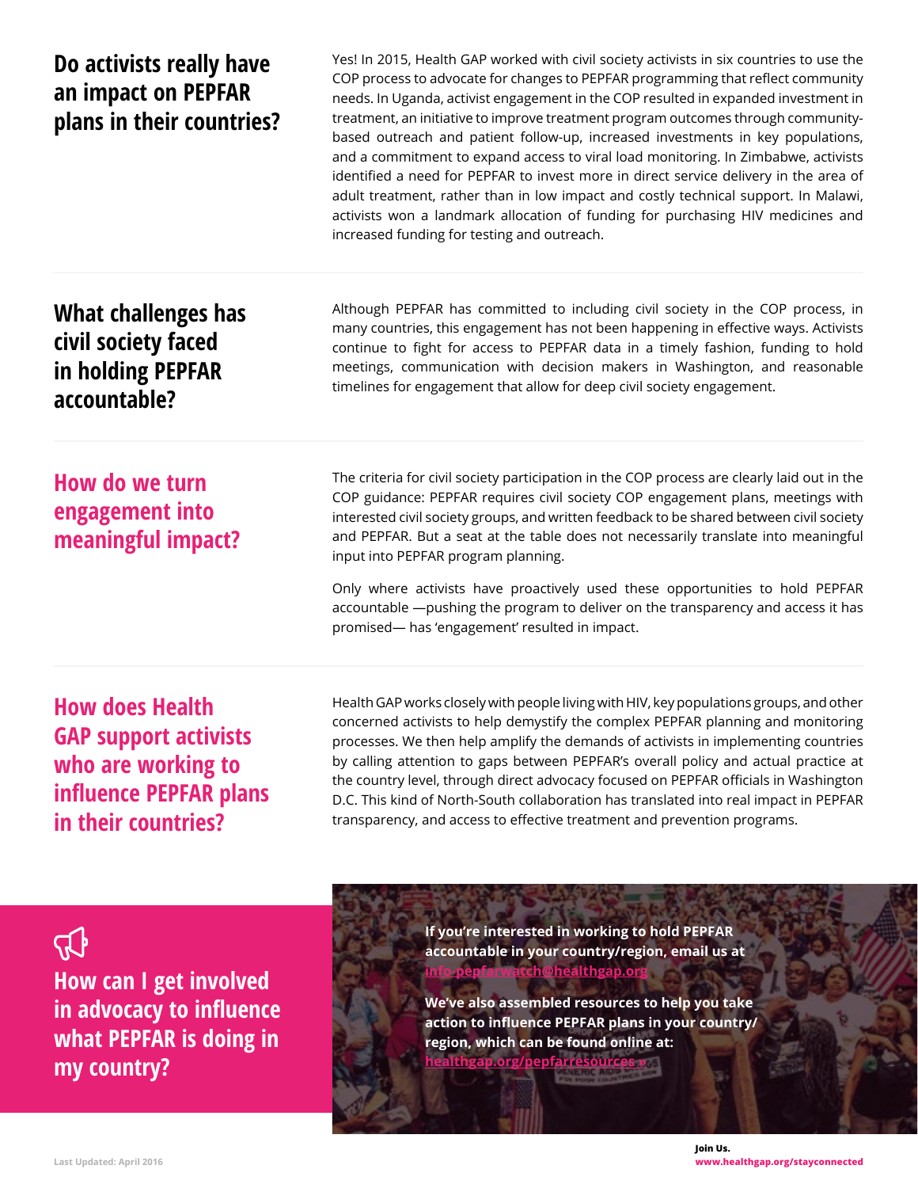## Do activists really have an impact on PEPFAR plans in their countries?

Yes! In 2015, Health GAP worked with civil society activists in six countries to use the COP process to advocate for changes to PEPFAR programming that reflect community needs. In Uganda, activist engagement in the COP resulted in expanded investment in treatment, an initiative to improve treatment program outcomes through community-based outreach and patient follow-up, increased investments in key populations, and a commitment to expand access to viral load monitoring. In Zimbabwe, activists identified a need for PEPFAR to invest more in direct service delivery in the area of adult treatment, rather than in low impact and costly technical support. In Malawi, activists won a landmark allocation of funding for purchasing HIV medicines and increased funding for testing and outreach.

## What challenges has civil society faced in holding PEPFAR accountable?

Although PEPFAR has committed to including civil society in the COP process, in many countries, this engagement has not been happening in effective ways. Activists continue to fight for access to PEPFAR data in a timely fashion, funding to hold meetings, communication with decision makers in Washington, and reasonable timelines for engagement that allow for deep civil society engagement.

## How do we turn engagement into meaningful impact?

The criteria for civil society participation in the COP process are clearly laid out in the COP guidance: PEPFAR requires civil society COP engagement plans, meetings with interested civil society groups, and written feedback to be shared between civil society and PEPFAR. But a seat at the table does not necessarily translate into meaningful input into PEPFAR program planning.

Only where activists have proactively used these opportunities to hold PEPFAR accountable —pushing the program to deliver on the transparency and access it has promised— has 'engagement' resulted in impact.

## How does Health GAP support activists who are working to influence PEPFAR plans in their countries?

Health GAP works closely with people living with HIV, key populations groups, and other concerned activists to help demystify the complex PEPFAR planning and monitoring processes. We then help amplify the demands of activists in implementing countries by calling attention to gaps between PEPFAR's overall policy and actual practice at the country level, through direct advocacy focused on PEPFAR officials in Washington D.C. This kind of North-South collaboration has translated into real impact in PEPFAR transparency, and access to effective treatment and prevention programs.

## How can I get involved in advocacy to influence what PEPFAR is doing in my country?

**If you're interested in working to hold PEPFAR accountable in your country/region, email us at [info-pepfarwatch@healthgap.org](mailto:info-pepfarwatch@healthgap.org)**

**We've also assembled resources to help you take action to influence PEPFAR plans in your country/region, which can be found online at: healthgap.org/pepfarresources »**

Last Updated: April 2016

**Join Us.**
**www.healthgap.org/stayconnected**